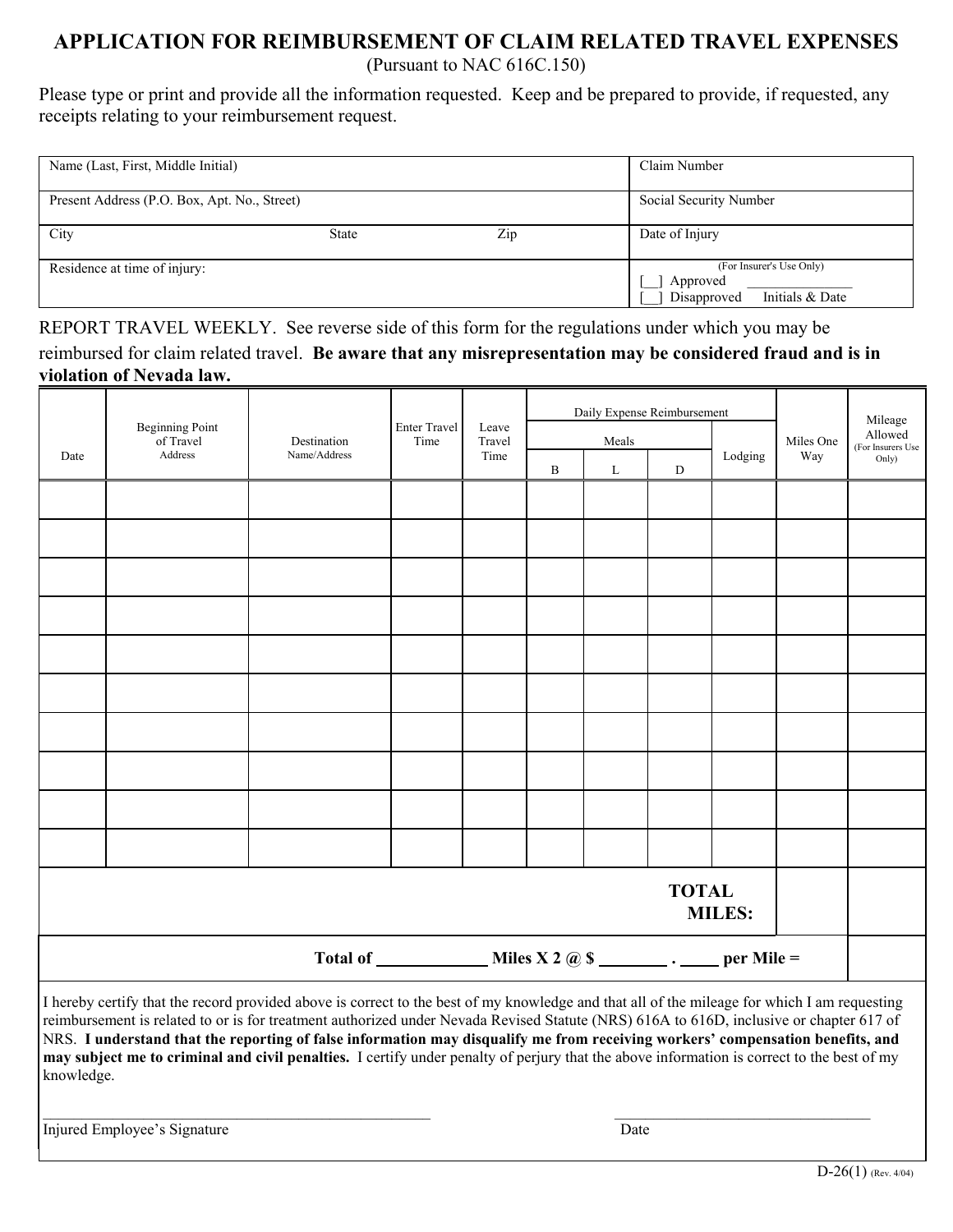# APPLICATION FOR REIMBURSEMENT OF CLAIM RELATED TRAVEL EXPENSES

(Pursuant to NAC 616C.150)

Please type or print and provide all the information requested. Keep and be prepared to provide, if requested, any receipts relating to your reimbursement request.

| Name (Last, First, Middle Initial) | | | Claim Number |
|---|---|---|---|
| Present Address (P.O. Box, Apt. No., Street) | | | Social Security Number |
| City | State | Zip | Date of Injury |
| Residence at time of injury: | | | (For Insurer's Use Only)<br>[__] Approved ______________<br>[__] Disapproved Initials & Date |

REPORT TRAVEL WEEKLY. See reverse side of this form for the regulations under which you may be reimbursed for claim related travel. **Be aware that any misrepresentation may be considered fraud and is in violation of Nevada law.**

| Date | Beginning Point of Travel Address | Destination Name/Address | Enter Travel Time | Leave Travel Time | Daily Expense Reimbursement | | | | Miles One Way | Mileage Allowed (For Insurers Use Only) |
|---|---|---|---|---|---|---|---|---|---|---|
| | | | | | Meals | | | Lodging | | |
| | | | | | B | L | D | | | |
| | | | | | | | | | | |
| | | | | | | | | | | |
| | | | | | | | | | | |
| | | | | | | | | | | |
| | | | | | | | | | | |
| | | | | | | | | | | |
| | | | | | | | | | | |
| | | | | | | | | | | |
| | | | | | | | | | | |
| | | | | | | | | | | |
| | | | | | | | | **TOTAL MILES:** | | |

**Total of ____________ Miles X 2 @ $ ________ . _____ per Mile =** ________

I hereby certify that the record provided above is correct to the best of my knowledge and that all of the mileage for which I am requesting reimbursement is related to or is for treatment authorized under Nevada Revised Statute (NRS) 616A to 616D, inclusive or chapter 617 of NRS. **I understand that the reporting of false information may disqualify me from receiving workers' compensation benefits, and may subject me to criminal and civil penalties.** I certify under penalty of perjury that the above information is correct to the best of my knowledge.

______________________________________________ ______________________________

Injured Employee's Signature Date

D-26(1) (Rev. 4/04)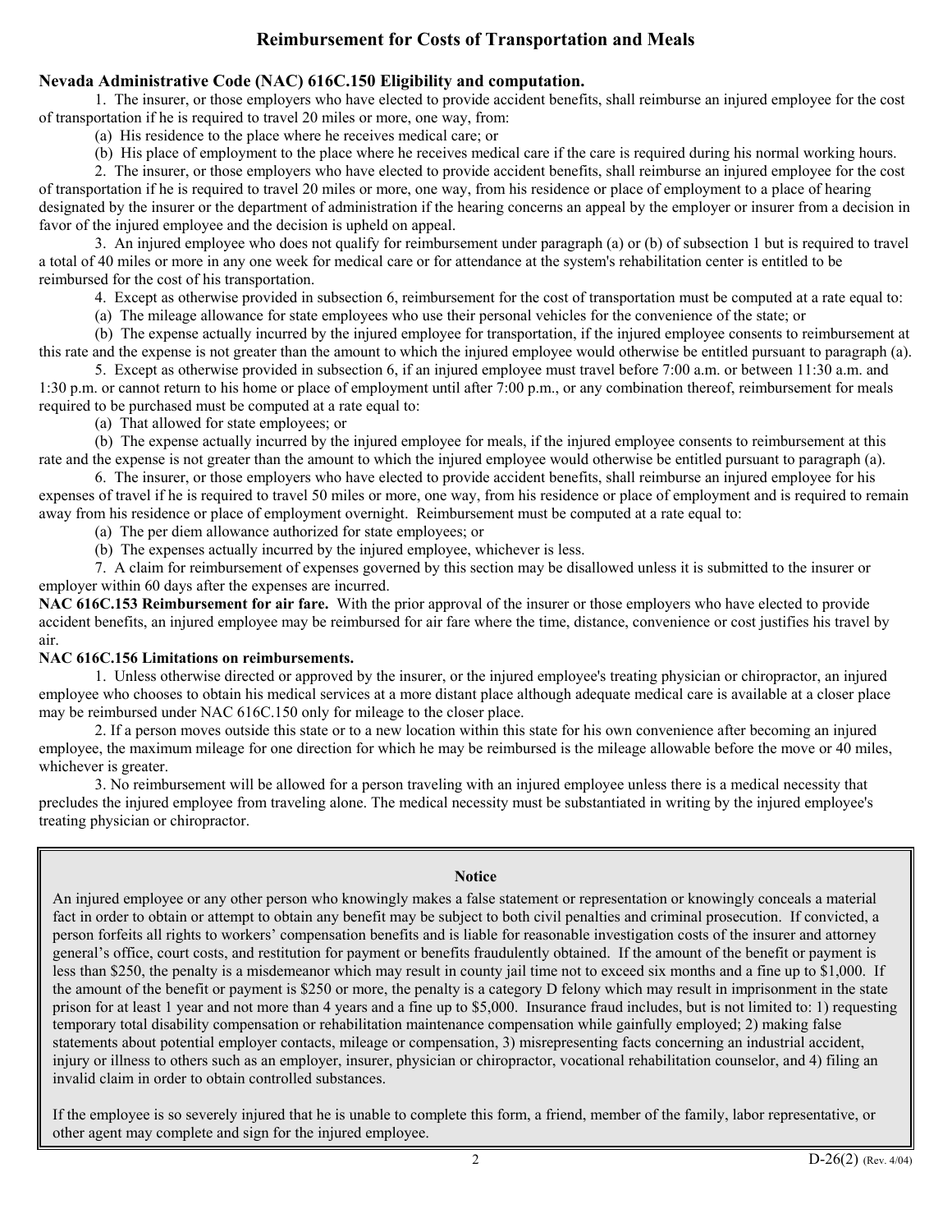# Reimbursement for Costs of Transportation and Meals

**Nevada Administrative Code (NAC) 616C.150 Eligibility and computation.**

1. The insurer, or those employers who have elected to provide accident benefits, shall reimburse an injured employee for the cost of transportation if he is required to travel 20 miles or more, one way, from:

(a) His residence to the place where he receives medical care; or

(b) His place of employment to the place where he receives medical care if the care is required during his normal working hours.

2. The insurer, or those employers who have elected to provide accident benefits, shall reimburse an injured employee for the cost of transportation if he is required to travel 20 miles or more, one way, from his residence or place of employment to a place of hearing designated by the insurer or the department of administration if the hearing concerns an appeal by the employer or insurer from a decision in favor of the injured employee and the decision is upheld on appeal.

3. An injured employee who does not qualify for reimbursement under paragraph (a) or (b) of subsection 1 but is required to travel a total of 40 miles or more in any one week for medical care or for attendance at the system's rehabilitation center is entitled to be reimbursed for the cost of his transportation.

4. Except as otherwise provided in subsection 6, reimbursement for the cost of transportation must be computed at a rate equal to:

(a) The mileage allowance for state employees who use their personal vehicles for the convenience of the state; or

(b) The expense actually incurred by the injured employee for transportation, if the injured employee consents to reimbursement at this rate and the expense is not greater than the amount to which the injured employee would otherwise be entitled pursuant to paragraph (a).

5. Except as otherwise provided in subsection 6, if an injured employee must travel before 7:00 a.m. or between 11:30 a.m. and 1:30 p.m. or cannot return to his home or place of employment until after 7:00 p.m., or any combination thereof, reimbursement for meals required to be purchased must be computed at a rate equal to:

(a) That allowed for state employees; or

(b) The expense actually incurred by the injured employee for meals, if the injured employee consents to reimbursement at this rate and the expense is not greater than the amount to which the injured employee would otherwise be entitled pursuant to paragraph (a).

6. The insurer, or those employers who have elected to provide accident benefits, shall reimburse an injured employee for his expenses of travel if he is required to travel 50 miles or more, one way, from his residence or place of employment and is required to remain away from his residence or place of employment overnight. Reimbursement must be computed at a rate equal to:

(a) The per diem allowance authorized for state employees; or

(b) The expenses actually incurred by the injured employee, whichever is less.

7. A claim for reimbursement of expenses governed by this section may be disallowed unless it is submitted to the insurer or employer within 60 days after the expenses are incurred.

**NAC 616C.153 Reimbursement for air fare.** With the prior approval of the insurer or those employers who have elected to provide accident benefits, an injured employee may be reimbursed for air fare where the time, distance, convenience or cost justifies his travel by air.

**NAC 616C.156 Limitations on reimbursements.**

1. Unless otherwise directed or approved by the insurer, or the injured employee's treating physician or chiropractor, an injured employee who chooses to obtain his medical services at a more distant place although adequate medical care is available at a closer place may be reimbursed under NAC 616C.150 only for mileage to the closer place.

2. If a person moves outside this state or to a new location within this state for his own convenience after becoming an injured employee, the maximum mileage for one direction for which he may be reimbursed is the mileage allowable before the move or 40 miles, whichever is greater.

3. No reimbursement will be allowed for a person traveling with an injured employee unless there is a medical necessity that precludes the injured employee from traveling alone. The medical necessity must be substantiated in writing by the injured employee's treating physician or chiropractor.

**Notice**

An injured employee or any other person who knowingly makes a false statement or representation or knowingly conceals a material fact in order to obtain or attempt to obtain any benefit may be subject to both civil penalties and criminal prosecution. If convicted, a person forfeits all rights to workers' compensation benefits and is liable for reasonable investigation costs of the insurer and attorney general's office, court costs, and restitution for payment or benefits fraudulently obtained. If the amount of the benefit or payment is less than $250, the penalty is a misdemeanor which may result in county jail time not to exceed six months and a fine up to $1,000. If the amount of the benefit or payment is $250 or more, the penalty is a category D felony which may result in imprisonment in the state prison for at least 1 year and not more than 4 years and a fine up to $5,000. Insurance fraud includes, but is not limited to: 1) requesting temporary total disability compensation or rehabilitation maintenance compensation while gainfully employed; 2) making false statements about potential employer contacts, mileage or compensation, 3) misrepresenting facts concerning an industrial accident, injury or illness to others such as an employer, insurer, physician or chiropractor, vocational rehabilitation counselor, and 4) filing an invalid claim in order to obtain controlled substances.

If the employee is so severely injured that he is unable to complete this form, a friend, member of the family, labor representative, or other agent may complete and sign for the injured employee.

D-26(2) (Rev. 4/04)